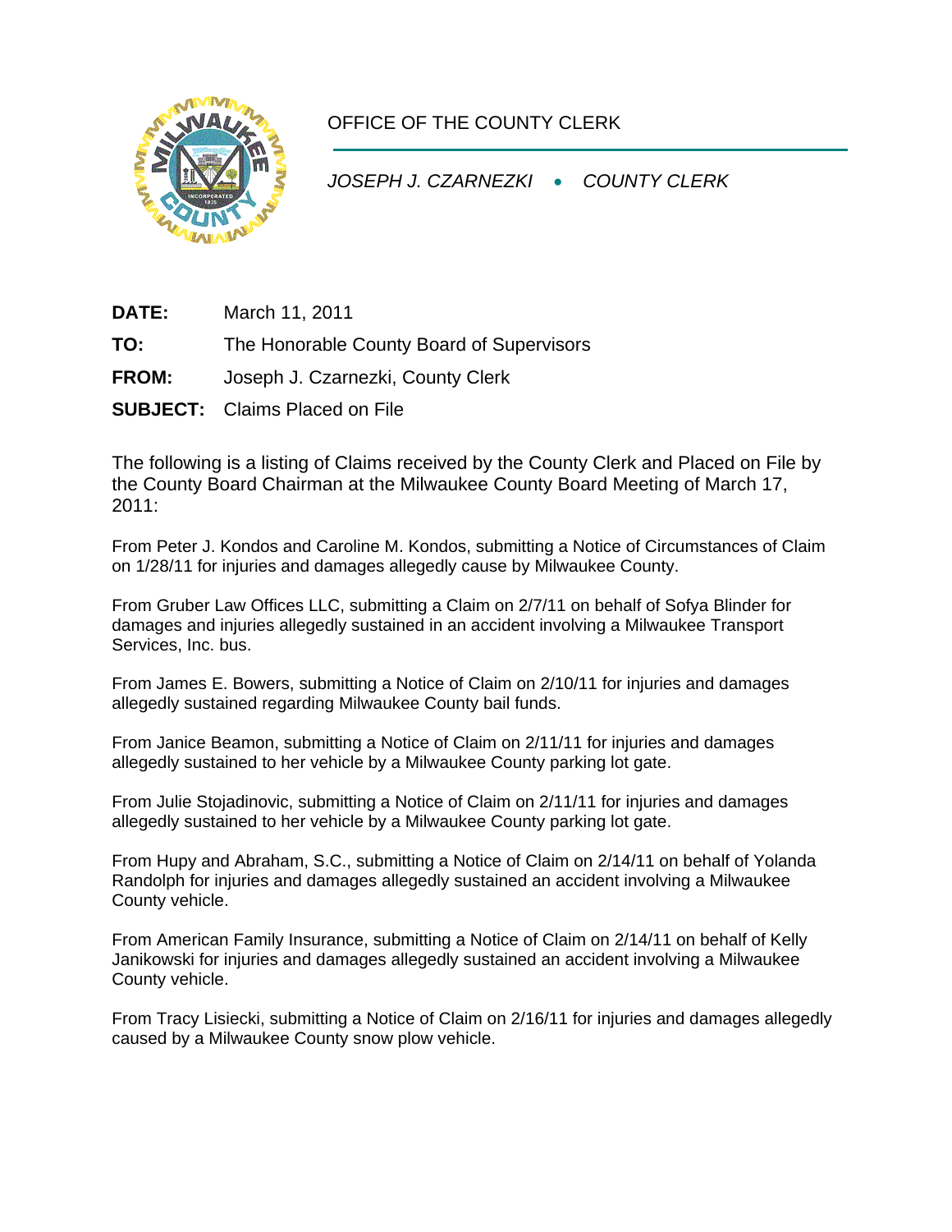OFFICE OF THE COUNTY CLERK

*JOSEPH J. CZARNEZKI • COUNTY CLERK*

**DATE:** March 11, 2011

**TO:** The Honorable County Board of Supervisors

**FROM:** Joseph J. Czarnezki, County Clerk

**SUBJECT:** Claims Placed on File

The following is a listing of Claims received by the County Clerk and Placed on File by the County Board Chairman at the Milwaukee County Board Meeting of March 17, 2011:

From Peter J. Kondos and Caroline M. Kondos, submitting a Notice of Circumstances of Claim on 1/28/11 for injuries and damages allegedly cause by Milwaukee County.

From Gruber Law Offices LLC, submitting a Claim on 2/7/11 on behalf of Sofya Blinder for damages and injuries allegedly sustained in an accident involving a Milwaukee Transport Services, Inc. bus.

From James E. Bowers, submitting a Notice of Claim on 2/10/11 for injuries and damages allegedly sustained regarding Milwaukee County bail funds.

From Janice Beamon, submitting a Notice of Claim on 2/11/11 for injuries and damages allegedly sustained to her vehicle by a Milwaukee County parking lot gate.

From Julie Stojadinovic, submitting a Notice of Claim on 2/11/11 for injuries and damages allegedly sustained to her vehicle by a Milwaukee County parking lot gate.

From Hupy and Abraham, S.C., submitting a Notice of Claim on 2/14/11 on behalf of Yolanda Randolph for injuries and damages allegedly sustained an accident involving a Milwaukee County vehicle.

From American Family Insurance, submitting a Notice of Claim on 2/14/11 on behalf of Kelly Janikowski for injuries and damages allegedly sustained an accident involving a Milwaukee County vehicle.

From Tracy Lisiecki, submitting a Notice of Claim on 2/16/11 for injuries and damages allegedly caused by a Milwaukee County snow plow vehicle.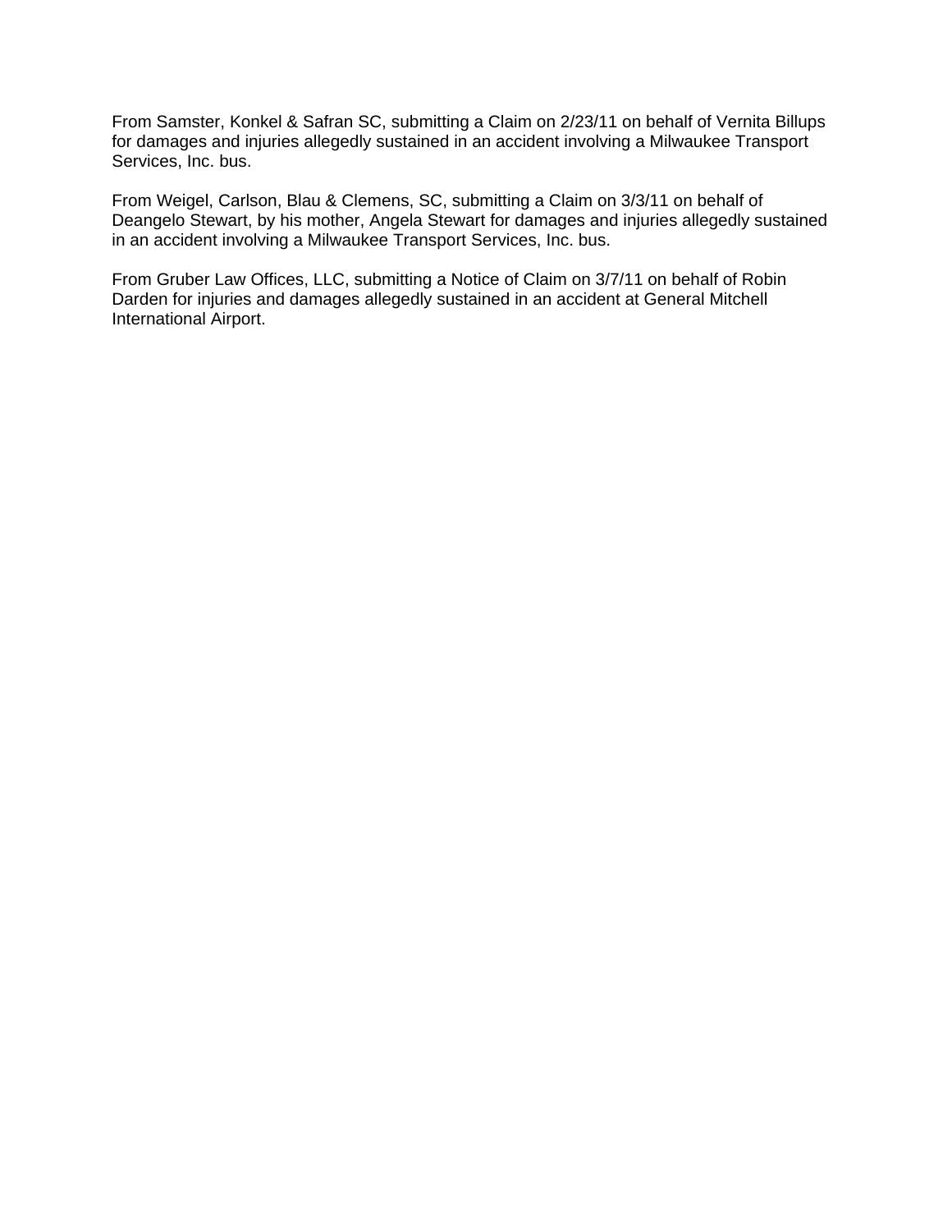From Samster, Konkel & Safran SC, submitting a Claim on 2/23/11 on behalf of Vernita Billups for damages and injuries allegedly sustained in an accident involving a Milwaukee Transport Services, Inc. bus.

From Weigel, Carlson, Blau & Clemens, SC, submitting a Claim on 3/3/11 on behalf of Deangelo Stewart, by his mother, Angela Stewart for damages and injuries allegedly sustained in an accident involving a Milwaukee Transport Services, Inc. bus.

From Gruber Law Offices, LLC, submitting a Notice of Claim on 3/7/11 on behalf of Robin Darden for injuries and damages allegedly sustained in an accident at General Mitchell International Airport.